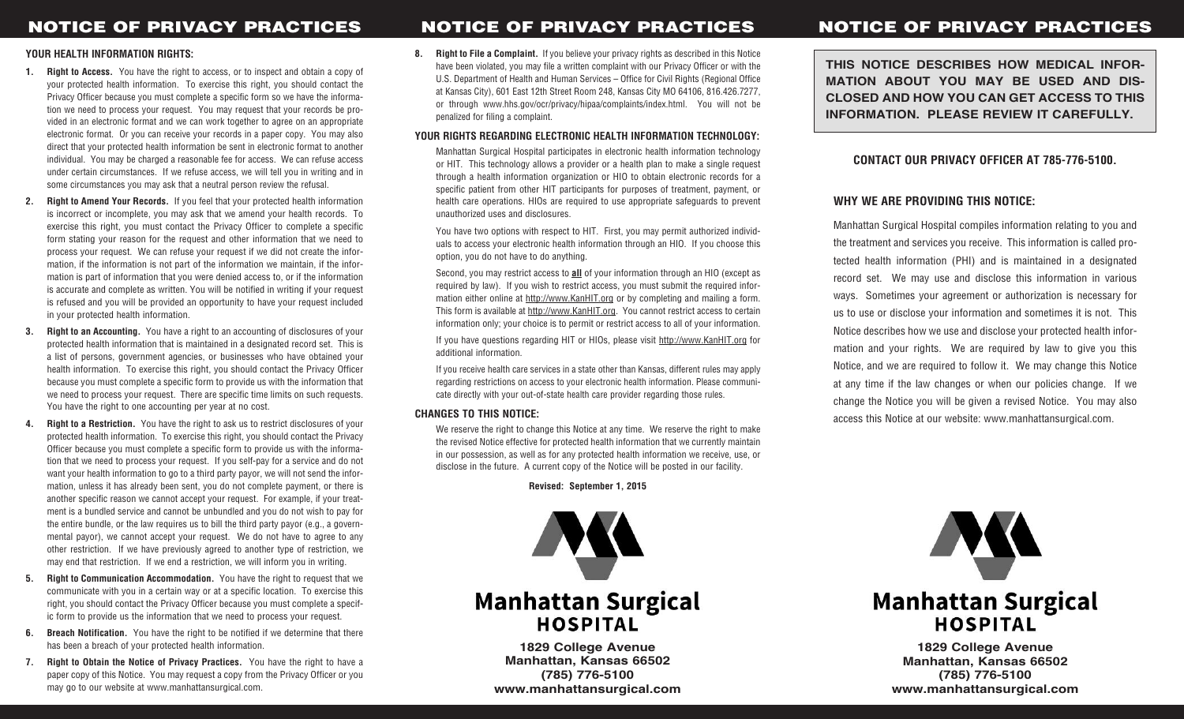# NOTICE OF PRIVACY PRACTICES

### YOUR HEALTH INFORMATION RIGHTS:

1. **Right to Access.** You have the right to access, or to inspect and obtain a copy of your protected health information. To exercise this right, you should contact the Privacy Officer because you must complete a specific form so we have the information we need to process your request. You may request that your records be provided in an electronic format and we can work together to agree on an appropriate electronic format. Or you can receive your records in a paper copy. You may also direct that your protected health information be sent in electronic format to another individual. You may be charged a reasonable fee for access. We can refuse access under certain circumstances. If we refuse access, we will tell you in writing and in some circumstances you may ask that a neutral person review the refusal.

2. **Right to Amend Your Records.** If you feel that your protected health information is incorrect or incomplete, you may ask that we amend your health records. To exercise this right, you must contact the Privacy Officer to complete a specific form stating your reason for the request and other information that we need to process your request. We can refuse your request if we did not create the information, if the information is not part of the information we maintain, if the information is part of information that you were denied access to, or if the information is accurate and complete as written. You will be notified in writing if your request is refused and you will be provided an opportunity to have your request included in your protected health information.

3. **Right to an Accounting.** You have a right to an accounting of disclosures of your protected health information that is maintained in a designated record set. This is a list of persons, government agencies, or businesses who have obtained your health information. To exercise this right, you should contact the Privacy Officer because you must complete a specific form to provide us with the information that we need to process your request. There are specific time limits on such requests. You have the right to one accounting per year at no cost.

4. **Right to a Restriction.** You have the right to ask us to restrict disclosures of your protected health information. To exercise this right, you should contact the Privacy Officer because you must complete a specific form to provide us with the information that we need to process your request. If you self-pay for a service and do not want your health information to go to a third party payor, we will not send the information, unless it has already been sent, you do not complete payment, or there is another specific reason we cannot accept your request. For example, if your treatment is a bundled service and cannot be unbundled and you do not wish to pay for the entire bundle, or the law requires us to bill the third party payor (e.g., a governmental payor), we cannot accept your request. We do not have to agree to any other restriction. If we have previously agreed to another type of restriction, we may end that restriction. If we end a restriction, we will inform you in writing.

5. **Right to Communication Accommodation.** You have the right to request that we communicate with you in a certain way or at a specific location. To exercise this right, you should contact the Privacy Officer because you must complete a specific form to provide us the information that we need to process your request.

6. **Breach Notification.** You have the right to be notified if we determine that there has been a breach of your protected health information.

7. **Right to Obtain the Notice of Privacy Practices.** You have the right to have a paper copy of this Notice. You may request a copy from the Privacy Officer or you may go to our website at www.manhattansurgical.com.

8. **Right to File a Complaint.** If you believe your privacy rights as described in this Notice have been violated, you may file a written complaint with our Privacy Officer or with the U.S. Department of Health and Human Services – Office for Civil Rights (Regional Office at Kansas City), 601 East 12th Street Room 248, Kansas City MO 64106, 816.426.7277, or through www.hhs.gov/ocr/privacy/hipaa/complaints/index.html. You will not be penalized for filing a complaint.

### YOUR RIGHTS REGARDING ELECTRONIC HEALTH INFORMATION TECHNOLOGY:

Manhattan Surgical Hospital participates in electronic health information technology or HIT. This technology allows a provider or a health plan to make a single request through a health information organization or HIO to obtain electronic records for a specific patient from other HIT participants for purposes of treatment, payment, or health care operations. HIOs are required to use appropriate safeguards to prevent unauthorized uses and disclosures.

You have two options with respect to HIT. First, you may permit authorized individuals to access your electronic health information through an HIO. If you choose this option, you do not have to do anything.

Second, you may restrict access to **all** of your information through an HIO (except as required by law). If you wish to restrict access, you must submit the required information either online at http://www.KanHIT.org or by completing and mailing a form. This form is available at http://www.KanHIT.org. You cannot restrict access to certain information only; your choice is to permit or restrict access to all of your information.

If you have questions regarding HIT or HIOs, please visit http://www.KanHIT.org for additional information.

If you receive health care services in a state other than Kansas, different rules may apply regarding restrictions on access to your electronic health information. Please communicate directly with your out-of-state health care provider regarding those rules.

### CHANGES TO THIS NOTICE:

We reserve the right to change this Notice at any time. We reserve the right to make the revised Notice effective for protected health information that we currently maintain in our possession, as well as for any protected health information we receive, use, or disclose in the future. A current copy of the Notice will be posted in our facility.

**Revised: September 1, 2015**

**Manhattan Surgical HOSPITAL**

**1829 College Avenue**
**Manhattan, Kansas 66502**
**(785) 776-5100**
**www.manhattansurgical.com**

**THIS NOTICE DESCRIBES HOW MEDICAL INFORMATION ABOUT YOU MAY BE USED AND DISCLOSED AND HOW YOU CAN GET ACCESS TO THIS INFORMATION. PLEASE REVIEW IT CAREFULLY.**

### CONTACT OUR PRIVACY OFFICER AT 785-776-5100.

### WHY WE ARE PROVIDING THIS NOTICE:

Manhattan Surgical Hospital compiles information relating to you and the treatment and services you receive. This information is called protected health information (PHI) and is maintained in a designated record set. We may use and disclose this information in various ways. Sometimes your agreement or authorization is necessary for us to use or disclose your information and sometimes it is not. This Notice describes how we use and disclose your protected health information and your rights. We are required by law to give you this Notice, and we are required to follow it. We may change this Notice at any time if the law changes or when our policies change. If we change the Notice you will be given a revised Notice. You may also access this Notice at our website: www.manhattansurgical.com.

**Manhattan Surgical HOSPITAL**

**1829 College Avenue**
**Manhattan, Kansas 66502**
**(785) 776-5100**
**www.manhattansurgical.com**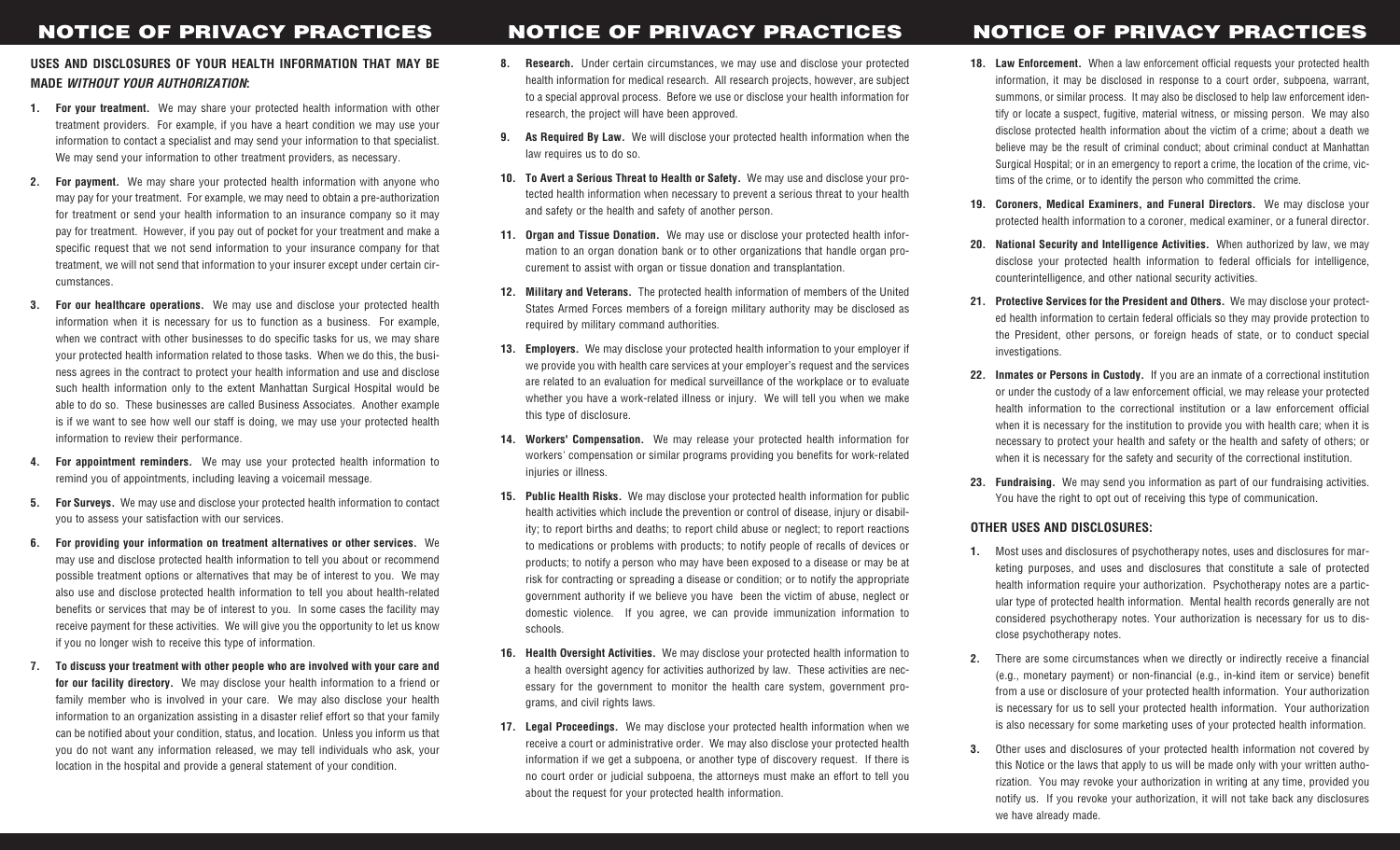# NOTICE OF PRIVACY PRACTICES

## USES AND DISCLOSURES OF YOUR HEALTH INFORMATION THAT MAY BE MADE *WITHOUT YOUR AUTHORIZATION*:

1. **For your treatment.** We may share your protected health information with other treatment providers. For example, if you have a heart condition we may use your information to contact a specialist and may send your information to that specialist. We may send your information to other treatment providers, as necessary.

2. **For payment.** We may share your protected health information with anyone who may pay for your treatment. For example, we may need to obtain a pre-authorization for treatment or send your health information to an insurance company so it may pay for treatment. However, if you pay out of pocket for your treatment and make a specific request that we not send information to your insurance company for that treatment, we will not send that information to your insurer except under certain circumstances.

3. **For our healthcare operations.** We may use and disclose your protected health information when it is necessary for us to function as a business. For example, when we contract with other businesses to do specific tasks for us, we may share your protected health information related to those tasks. When we do this, the business agrees in the contract to protect your health information and use and disclose such health information only to the extent Manhattan Surgical Hospital would be able to do so. These businesses are called Business Associates. Another example is if we want to see how well our staff is doing, we may use your protected health information to review their performance.

4. **For appointment reminders.** We may use your protected health information to remind you of appointments, including leaving a voicemail message.

5. **For Surveys.** We may use and disclose your protected health information to contact you to assess your satisfaction with our services.

6. **For providing your information on treatment alternatives or other services.** We may use and disclose protected health information to tell you about or recommend possible treatment options or alternatives that may be of interest to you. We may also use and disclose protected health information to tell you about health-related benefits or services that may be of interest to you. In some cases the facility may receive payment for these activities. We will give you the opportunity to let us know if you no longer wish to receive this type of information.

7. **To discuss your treatment with other people who are involved with your care and for our facility directory.** We may disclose your health information to a friend or family member who is involved in your care. We may also disclose your health information to an organization assisting in a disaster relief effort so that your family can be notified about your condition, status, and location. Unless you inform us that you do not want any information released, we may tell individuals who ask, your location in the hospital and provide a general statement of your condition.

8. **Research.** Under certain circumstances, we may use and disclose your protected health information for medical research. All research projects, however, are subject to a special approval process. Before we use or disclose your health information for research, the project will have been approved.

9. **As Required By Law.** We will disclose your protected health information when the law requires us to do so.

10. **To Avert a Serious Threat to Health or Safety.** We may use and disclose your protected health information when necessary to prevent a serious threat to your health and safety or the health and safety of another person.

11. **Organ and Tissue Donation.** We may use or disclose your protected health information to an organ donation bank or to other organizations that handle organ procurement to assist with organ or tissue donation and transplantation.

12. **Military and Veterans.** The protected health information of members of the United States Armed Forces members of a foreign military authority may be disclosed as required by military command authorities.

13. **Employers.** We may disclose your protected health information to your employer if we provide you with health care services at your employer's request and the services are related to an evaluation for medical surveillance of the workplace or to evaluate whether you have a work-related illness or injury. We will tell you when we make this type of disclosure.

14. **Workers' Compensation.** We may release your protected health information for workers' compensation or similar programs providing you benefits for work-related injuries or illness.

15. **Public Health Risks.** We may disclose your protected health information for public health activities which include the prevention or control of disease, injury or disability; to report births and deaths; to report child abuse or neglect; to report reactions to medications or problems with products; to notify people of recalls of devices or products; to notify a person who may have been exposed to a disease or may be at risk for contracting or spreading a disease or condition; or to notify the appropriate government authority if we believe you have been the victim of abuse, neglect or domestic violence. If you agree, we can provide immunization information to schools.

16. **Health Oversight Activities.** We may disclose your protected health information to a health oversight agency for activities authorized by law. These activities are necessary for the government to monitor the health care system, government programs, and civil rights laws.

17. **Legal Proceedings.** We may disclose your protected health information when we receive a court or administrative order. We may also disclose your protected health information if we get a subpoena, or another type of discovery request. If there is no court order or judicial subpoena, the attorneys must make an effort to tell you about the request for your protected health information.

18. **Law Enforcement.** When a law enforcement official requests your protected health information, it may be disclosed in response to a court order, subpoena, warrant, summons, or similar process. It may also be disclosed to help law enforcement identify or locate a suspect, fugitive, material witness, or missing person. We may also disclose protected health information about the victim of a crime; about a death we believe may be the result of criminal conduct; about criminal conduct at Manhattan Surgical Hospital; or in an emergency to report a crime, the location of the crime, victims of the crime, or to identify the person who committed the crime.

19. **Coroners, Medical Examiners, and Funeral Directors.** We may disclose your protected health information to a coroner, medical examiner, or a funeral director.

20. **National Security and Intelligence Activities.** When authorized by law, we may disclose your protected health information to federal officials for intelligence, counterintelligence, and other national security activities.

21. **Protective Services for the President and Others.** We may disclose your protected health information to certain federal officials so they may provide protection to the President, other persons, or foreign heads of state, or to conduct special investigations.

22. **Inmates or Persons in Custody.** If you are an inmate of a correctional institution or under the custody of a law enforcement official, we may release your protected health information to the correctional institution or a law enforcement official when it is necessary for the institution to provide you with health care; when it is necessary to protect your health and safety or the health and safety of others; or when it is necessary for the safety and security of the correctional institution.

23. **Fundraising.** We may send you information as part of our fundraising activities. You have the right to opt out of receiving this type of communication.

## OTHER USES AND DISCLOSURES:

1. Most uses and disclosures of psychotherapy notes, uses and disclosures for marketing purposes, and uses and disclosures that constitute a sale of protected health information require your authorization. Psychotherapy notes are a particular type of protected health information. Mental health records generally are not considered psychotherapy notes. Your authorization is necessary for us to disclose psychotherapy notes.

2. There are some circumstances when we directly or indirectly receive a financial (e.g., monetary payment) or non-financial (e.g., in-kind item or service) benefit from a use or disclosure of your protected health information. Your authorization is necessary for us to sell your protected health information. Your authorization is also necessary for some marketing uses of your protected health information.

3. Other uses and disclosures of your protected health information not covered by this Notice or the laws that apply to us will be made only with your written authorization. You may revoke your authorization in writing at any time, provided you notify us. If you revoke your authorization, it will not take back any disclosures we have already made.